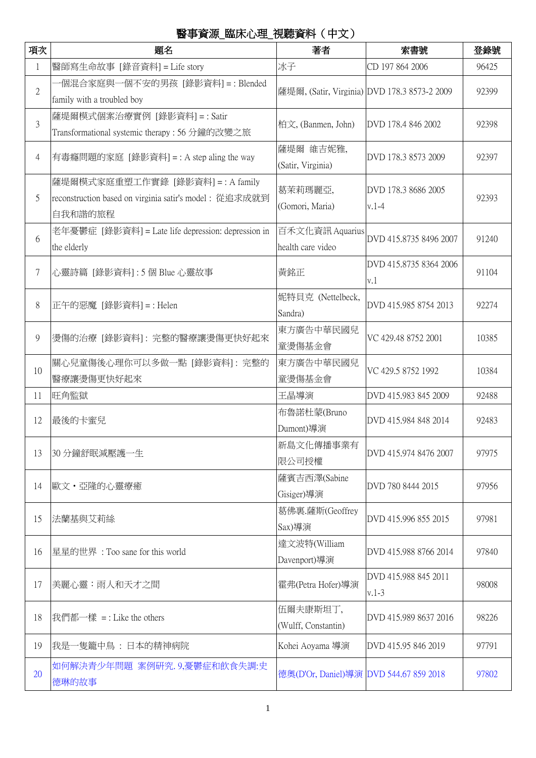# 醫事資源_臨床心理_視聽資料（中文）

| 項次 | 題名 | 著者 | 索書號 | 登錄號 |
|---|---|---|---|---|
| 1 | 醫師寫生命故事 [錄音資料] = Life story | 冰子 | CD 197 864 2006 | 96425 |
| 2 | 一個混合家庭與一個不安的男孩 [錄影資料] = : Blended family with a troubled boy | 薩堤爾, (Satir, Virginia) | DVD 178.3 8573-2 2009 | 92399 |
| 3 | 薩堤爾模式個案治療實例 [錄影資料] = : Satir Transformational systemic therapy : 56 分鐘的改變之旅 | 柏文, (Banmen, John) | DVD 178.4 846 2002 | 92398 |
| 4 | 有毒癮問題的家庭 [錄影資料] = : A step aling the way | 薩堤爾 維吉妮雅, (Satir, Virginia) | DVD 178.3 8573 2009 | 92397 |
| 5 | 薩堤爾模式家庭重塑工作實錄 [錄影資料] = : A family reconstruction based on virginia satir's model : 從追求成就到自我和諧的旅程 | 葛茉莉瑪麗亞, (Gomori, Maria) | DVD 178.3 8686 2005 v.1-4 | 92393 |
| 6 | 老年憂鬱症 [錄影資料] = Late life depression: depression in the elderly | 百禾文化資訊 Aquarius health care video | DVD 415.8735 8496 2007 | 91240 |
| 7 | 心靈詩篇 [錄影資料] : 5 個 Blue 心靈故事 | 黃銘正 | DVD 415.8735 8364 2006 v.1 | 91104 |
| 8 | 正午的惡魔 [錄影資料] = : Helen | 妮特貝克 (Nettelbeck, Sandra) | DVD 415.985 8754 2013 | 92274 |
| 9 | 燙傷的治療 [錄影資料]: 完整的醫療讓燙傷更快好起來 | 東方廣告中華民國兒童燙傷基金會 | VC 429.48 8752 2001 | 10385 |
| 10 | 關心兒童傷後心理你可以多做一點 [錄影資料]: 完整的醫療讓燙傷更快好起來 | 東方廣告中華民國兒童燙傷基金會 | VC 429.5 8752 1992 | 10384 |
| 11 | 旺角監獄 | 王晶導演 | DVD 415.983 845 2009 | 92488 |
| 12 | 最後的卡蜜兒 | 布魯諾杜蒙(Bruno Dumont)導演 | DVD 415.984 848 2014 | 92483 |
| 13 | 30 分鐘舒眠減壓護一生 | 新島文化傳播事業有限公司授權 | DVD 415.974 8476 2007 | 97975 |
| 14 | 歐文・亞隆的心靈療癒 | 薩賓吉西澤(Sabine Gisiger)導演 | DVD 780 8444 2015 | 97956 |
| 15 | 法蘭基與艾莉絲 | 葛佛裏.薩斯(Geoffrey Sax)導演 | DVD 415.996 855 2015 | 97981 |
| 16 | 星星的世界 : Too sane for this world | 達文波特(William Davenport)導演 | DVD 415.988 8766 2014 | 97840 |
| 17 | 美麗心靈：雨人和天才之間 | 霍弗(Petra Hofer)導演 | DVD 415.988 845 2011 v.1-3 | 98008 |
| 18 | 我們都一樣 = : Like the others | 伍爾夫康斯坦丁, (Wulff, Constantin) | DVD 415.989 8637 2016 | 98226 |
| 19 | 我是一隻籠中鳥 : 日本的精神病院 | Kohei Aoyama 導演 | DVD 415.95 846 2019 | 97791 |
| 20 | 如何解決青少年問題 案例研究. 9,憂鬱症和飲食失調:史德琳的故事 | 德奧(D'Or, Daniel)導演 | DVD 544.67 859 2018 | 97802 |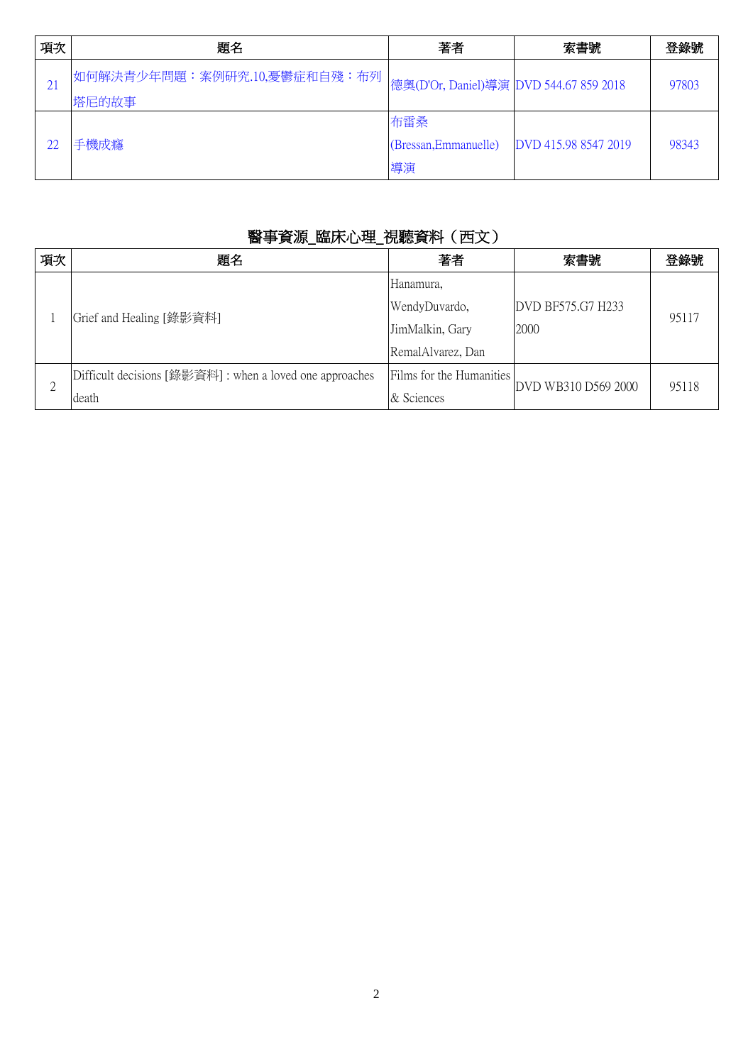| 項次 | 題名 | 著者 | 索書號 | 登錄號 |
|---|---|---|---|---|
| 21 | 如何解決青少年問題：案例研究.10,憂鬱症和自殘：布列塔尼的故事 | 德奧(D'Or, Daniel)導演 | DVD 544.67 859 2018 | 97803 |
| 22 | 手機成癮 | 布雷桑(Bressan,Emmanuelle)導演 | DVD 415.98 8547 2019 | 98343 |

## 醫事資源_臨床心理_視聽資料（西文）

| 項次 | 題名 | 著者 | 索書號 | 登錄號 |
|---|---|---|---|---|
| 1 | Grief and Healing [錄影資料] | Hanamura, WendyDuvardo, JimMalkin, Gary RemalAlvarez, Dan | DVD BF575.G7 H233 2000 | 95117 |
| 2 | Difficult decisions [錄影資料] : when a loved one approaches death | Films for the Humanities & Sciences | DVD WB310 D569 2000 | 95118 |